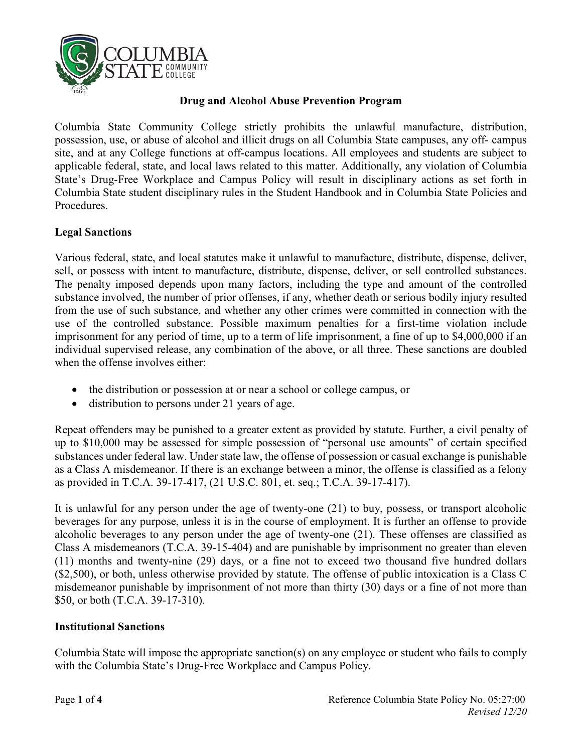# Drug and Alcohol Abuse Prevention Program

Columbia State Community College strictly prohibits the unlawful manufacture, distribution, possession, use, or abuse of alcohol and illicit drugs on all Columbia State campuses, any off- campus site, and at any College functions at off-campus locations. All employees and students are subject to applicable federal, state, and local laws related to this matter. Additionally, any violation of Columbia State's Drug-Free Workplace and Campus Policy will result in disciplinary actions as set forth in Columbia State student disciplinary rules in the Student Handbook and in Columbia State Policies and Procedures.

## Legal Sanctions

Various federal, state, and local statutes make it unlawful to manufacture, distribute, dispense, deliver, sell, or possess with intent to manufacture, distribute, dispense, deliver, or sell controlled substances. The penalty imposed depends upon many factors, including the type and amount of the controlled substance involved, the number of prior offenses, if any, whether death or serious bodily injury resulted from the use of such substance, and whether any other crimes were committed in connection with the use of the controlled substance. Possible maximum penalties for a first-time violation include imprisonment for any period of time, up to a term of life imprisonment, a fine of up to $4,000,000 if an individual supervised release, any combination of the above, or all three. These sanctions are doubled when the offense involves either:

- the distribution or possession at or near a school or college campus, or
- distribution to persons under 21 years of age.

Repeat offenders may be punished to a greater extent as provided by statute. Further, a civil penalty of up to $10,000 may be assessed for simple possession of "personal use amounts" of certain specified substances under federal law. Under state law, the offense of possession or casual exchange is punishable as a Class A misdemeanor. If there is an exchange between a minor, the offense is classified as a felony as provided in T.C.A. 39-17-417, (21 U.S.C. 801, et. seq.; T.C.A. 39-17-417).

It is unlawful for any person under the age of twenty-one (21) to buy, possess, or transport alcoholic beverages for any purpose, unless it is in the course of employment. It is further an offense to provide alcoholic beverages to any person under the age of twenty-one (21). These offenses are classified as Class A misdemeanors (T.C.A. 39-15-404) and are punishable by imprisonment no greater than eleven (11) months and twenty-nine (29) days, or a fine not to exceed two thousand five hundred dollars ($2,500), or both, unless otherwise provided by statute. The offense of public intoxication is a Class C misdemeanor punishable by imprisonment of not more than thirty (30) days or a fine of not more than $50, or both (T.C.A. 39-17-310).

## Institutional Sanctions

Columbia State will impose the appropriate sanction(s) on any employee or student who fails to comply with the Columbia State's Drug-Free Workplace and Campus Policy.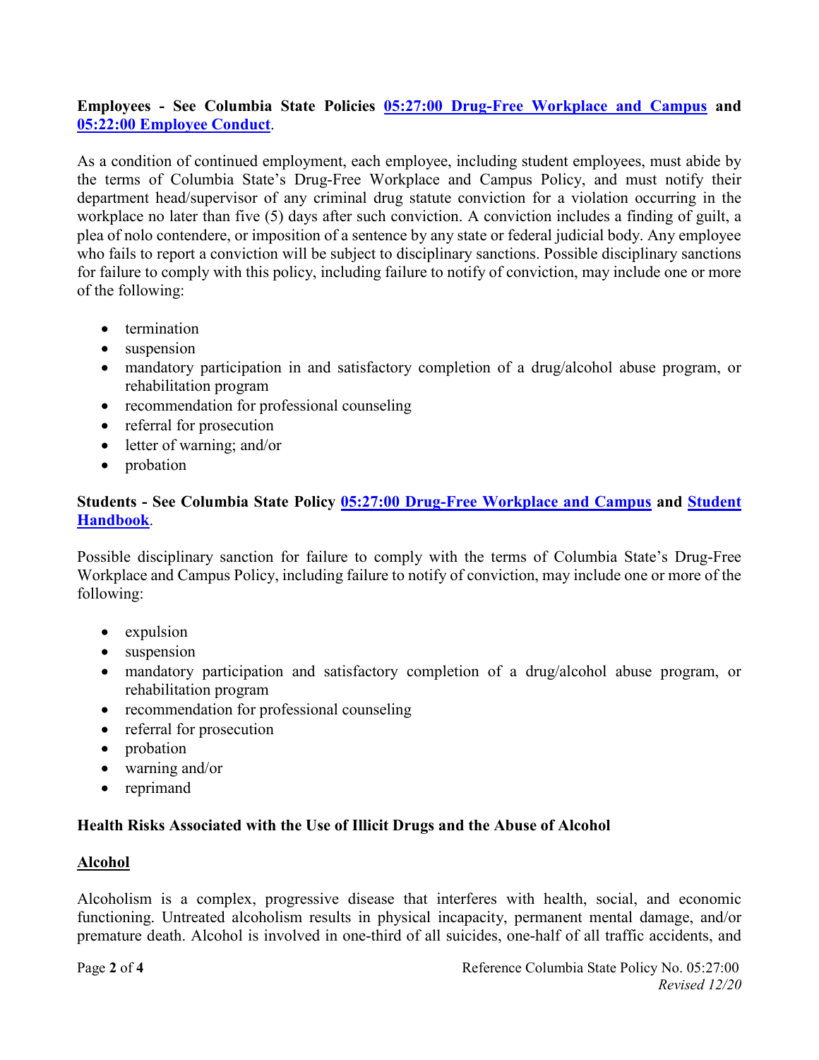**Employees - See Columbia State Policies [05:27:00 Drug-Free Workplace and Campus](#) and [05:22:00 Employee Conduct](#).**

As a condition of continued employment, each employee, including student employees, must abide by the terms of Columbia State's Drug-Free Workplace and Campus Policy, and must notify their department head/supervisor of any criminal drug statute conviction for a violation occurring in the workplace no later than five (5) days after such conviction. A conviction includes a finding of guilt, a plea of nolo contendere, or imposition of a sentence by any state or federal judicial body. Any employee who fails to report a conviction will be subject to disciplinary sanctions. Possible disciplinary sanctions for failure to comply with this policy, including failure to notify of conviction, may include one or more of the following:

- termination
- suspension
- mandatory participation in and satisfactory completion of a drug/alcohol abuse program, or rehabilitation program
- recommendation for professional counseling
- referral for prosecution
- letter of warning; and/or
- probation

**Students - See Columbia State Policy [05:27:00 Drug-Free Workplace and Campus](#) and [Student Handbook](#).**

Possible disciplinary sanction for failure to comply with the terms of Columbia State's Drug-Free Workplace and Campus Policy, including failure to notify of conviction, may include one or more of the following:

- expulsion
- suspension
- mandatory participation and satisfactory completion of a drug/alcohol abuse program, or rehabilitation program
- recommendation for professional counseling
- referral for prosecution
- probation
- warning and/or
- reprimand

**Health Risks Associated with the Use of Illicit Drugs and the Abuse of Alcohol**

**<u>Alcohol</u>**

Alcoholism is a complex, progressive disease that interferes with health, social, and economic functioning. Untreated alcoholism results in physical incapacity, permanent mental damage, and/or premature death. Alcohol is involved in one-third of all suicides, one-half of all traffic accidents, and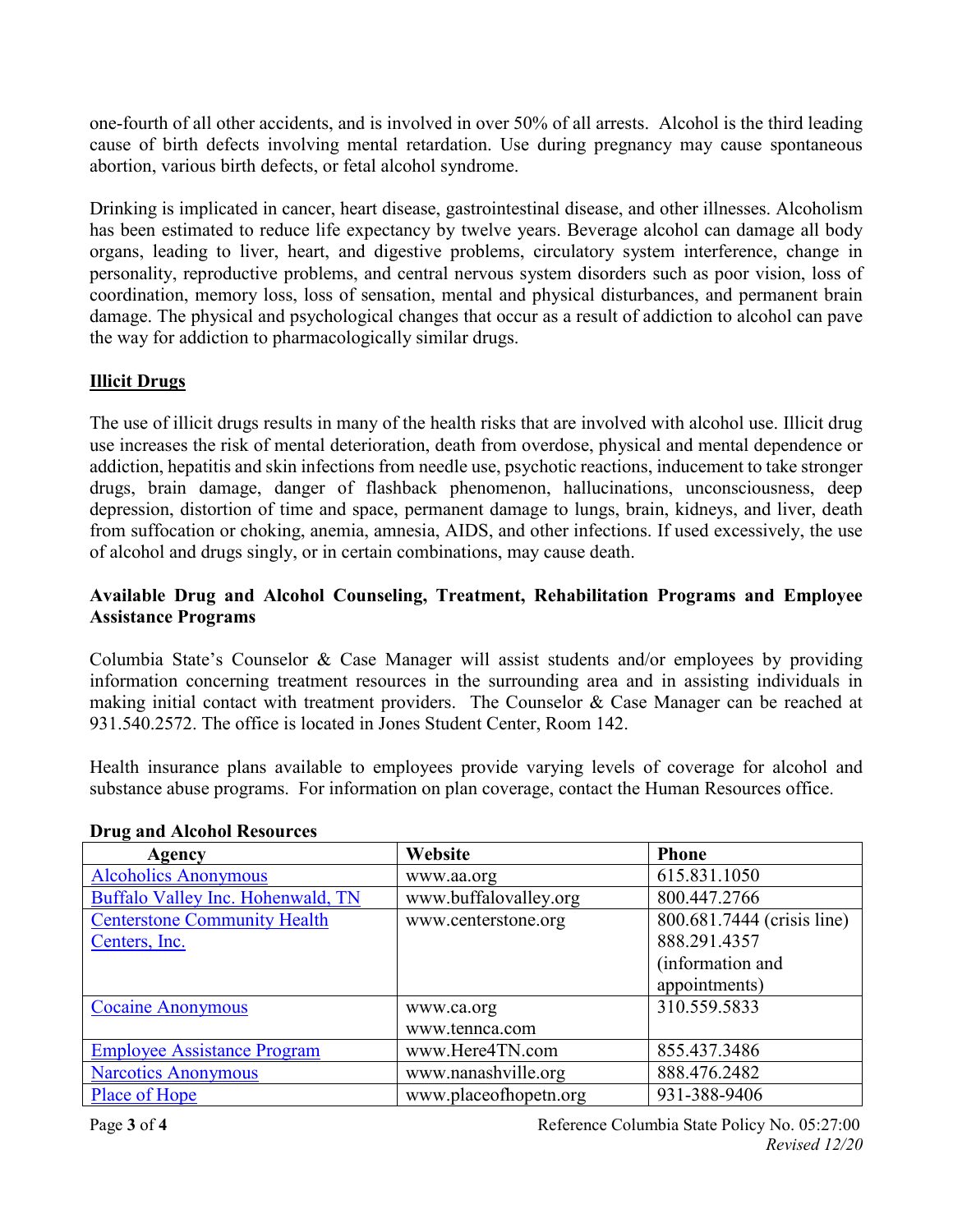one-fourth of all other accidents, and is involved in over 50% of all arrests. Alcohol is the third leading cause of birth defects involving mental retardation. Use during pregnancy may cause spontaneous abortion, various birth defects, or fetal alcohol syndrome.

Drinking is implicated in cancer, heart disease, gastrointestinal disease, and other illnesses. Alcoholism has been estimated to reduce life expectancy by twelve years. Beverage alcohol can damage all body organs, leading to liver, heart, and digestive problems, circulatory system interference, change in personality, reproductive problems, and central nervous system disorders such as poor vision, loss of coordination, memory loss, loss of sensation, mental and physical disturbances, and permanent brain damage. The physical and psychological changes that occur as a result of addiction to alcohol can pave the way for addiction to pharmacologically similar drugs.

**Illicit Drugs**

The use of illicit drugs results in many of the health risks that are involved with alcohol use. Illicit drug use increases the risk of mental deterioration, death from overdose, physical and mental dependence or addiction, hepatitis and skin infections from needle use, psychotic reactions, inducement to take stronger drugs, brain damage, danger of flashback phenomenon, hallucinations, unconsciousness, deep depression, distortion of time and space, permanent damage to lungs, brain, kidneys, and liver, death from suffocation or choking, anemia, amnesia, AIDS, and other infections. If used excessively, the use of alcohol and drugs singly, or in certain combinations, may cause death.

**Available Drug and Alcohol Counseling, Treatment, Rehabilitation Programs and Employee Assistance Programs**

Columbia State's Counselor & Case Manager will assist students and/or employees by providing information concerning treatment resources in the surrounding area and in assisting individuals in making initial contact with treatment providers. The Counselor & Case Manager can be reached at 931.540.2572. The office is located in Jones Student Center, Room 142.

Health insurance plans available to employees provide varying levels of coverage for alcohol and substance abuse programs. For information on plan coverage, contact the Human Resources office.

**Drug and Alcohol Resources**

| Agency | Website | Phone |
|---|---|---|
| Alcoholics Anonymous | www.aa.org | 615.831.1050 |
| Buffalo Valley Inc. Hohenwald, TN | www.buffalovalley.org | 800.447.2766 |
| Centerstone Community Health Centers, Inc. | www.centerstone.org | 800.681.7444 (crisis line) 888.291.4357 (information and appointments) |
| Cocaine Anonymous | www.ca.org www.tennca.com | 310.559.5833 |
| Employee Assistance Program | www.Here4TN.com | 855.437.3486 |
| Narcotics Anonymous | www.nanashville.org | 888.476.2482 |
| Place of Hope | www.placeofhopetn.org | 931-388-9406 |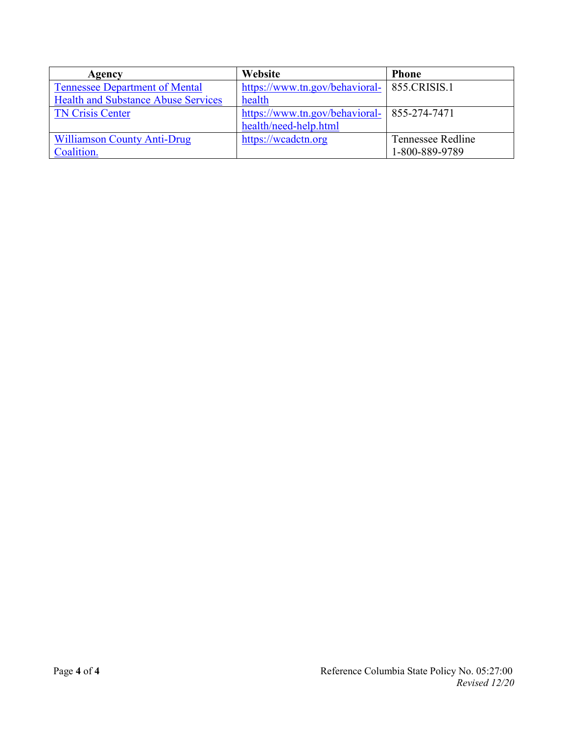| Agency | Website | Phone |
| --- | --- | --- |
| Tennessee Department of Mental Health and Substance Abuse Services | https://www.tn.gov/behavioral-health | 855.CRISIS.1 |
| TN Crisis Center | https://www.tn.gov/behavioral-health/need-help.html | 855-274-7471 |
| Williamson County Anti-Drug Coalition. | https://wcadctn.org | Tennessee Redline 1-800-889-9789 |

Reference Columbia State Policy No. 05:27:00
*Revised 12/20*